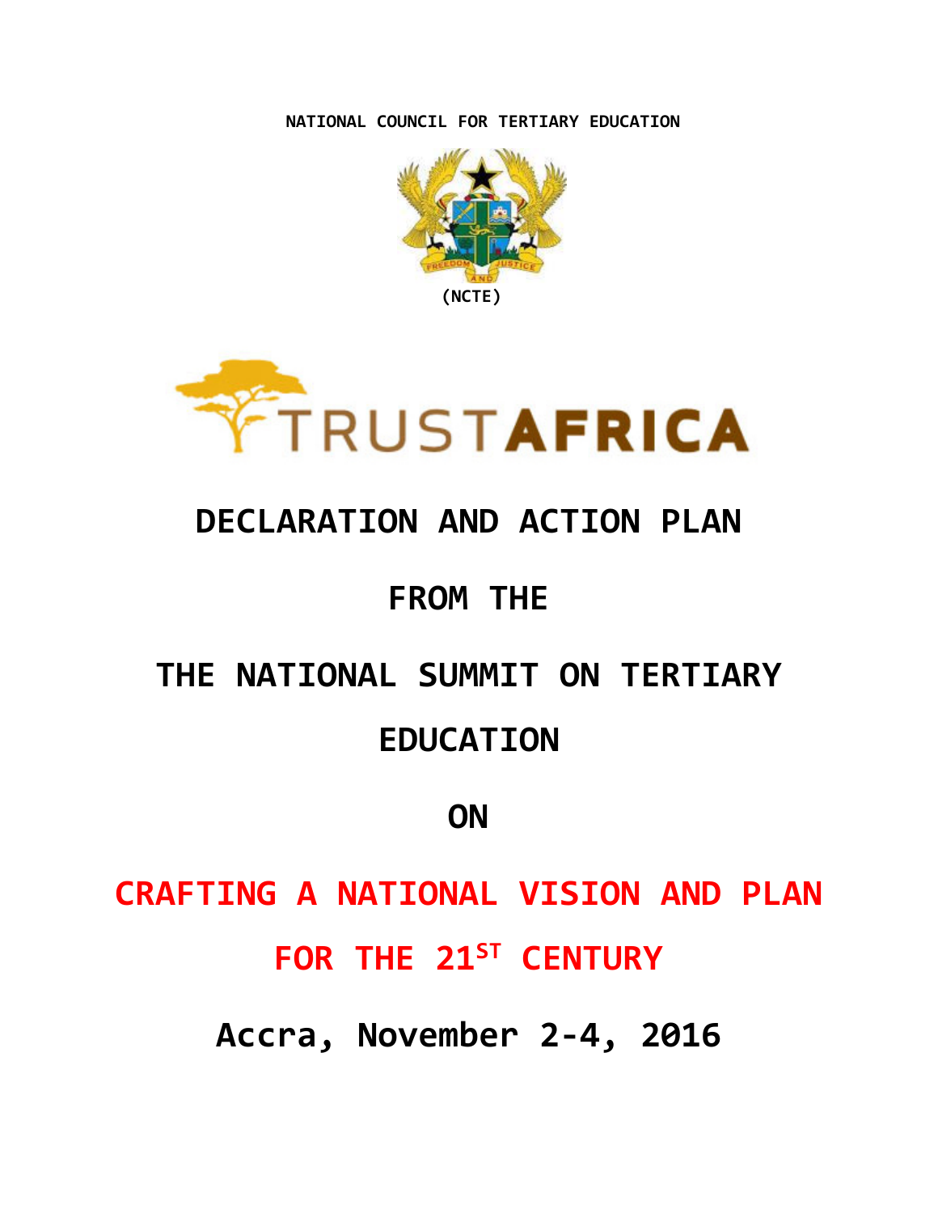**NATIONAL COUNCIL FOR TERTIARY EDUCATION**

**(NCTE)**

TRUSTAFRICA

# DECLARATION AND ACTION PLAN

# FROM THE

# THE NATIONAL SUMMIT ON TERTIARY EDUCATION

# ON

# CRAFTING A NATIONAL VISION AND PLAN FOR THE 21ST CENTURY

## Accra, November 2-4, 2016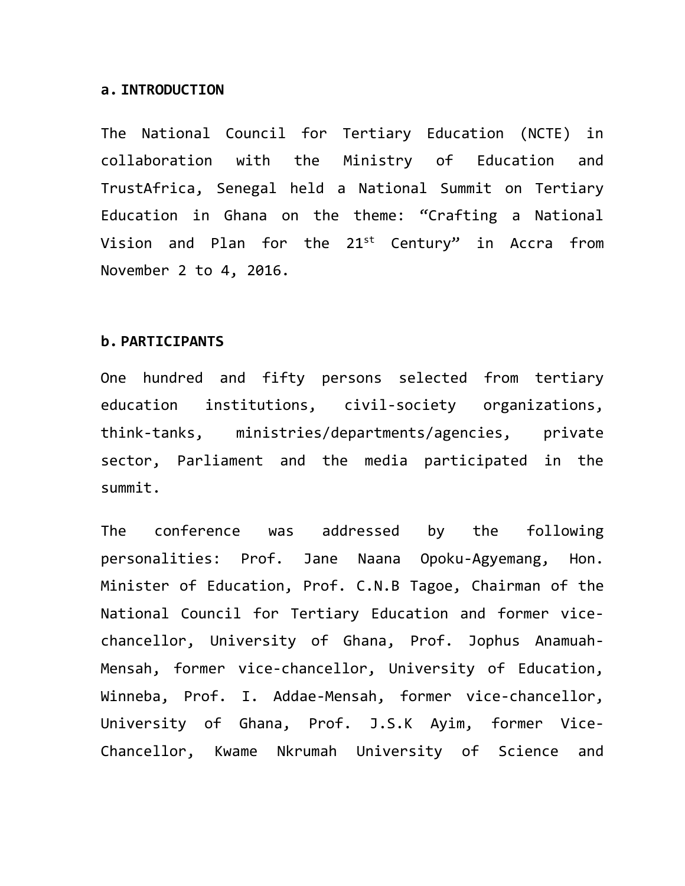## a. INTRODUCTION

The National Council for Tertiary Education (NCTE) in collaboration with the Ministry of Education and TrustAfrica, Senegal held a National Summit on Tertiary Education in Ghana on the theme: "Crafting a National Vision and Plan for the 21st Century" in Accra from November 2 to 4, 2016.

## b. PARTICIPANTS

One hundred and fifty persons selected from tertiary education institutions, civil-society organizations, think-tanks, ministries/departments/agencies, private sector, Parliament and the media participated in the summit.

The conference was addressed by the following personalities: Prof. Jane Naana Opoku-Agyemang, Hon. Minister of Education, Prof. C.N.B Tagoe, Chairman of the National Council for Tertiary Education and former vice-chancellor, University of Ghana, Prof. Jophus Anamuah-Mensah, former vice-chancellor, University of Education, Winneba, Prof. I. Addae-Mensah, former vice-chancellor, University of Ghana, Prof. J.S.K Ayim, former Vice-Chancellor, Kwame Nkrumah University of Science and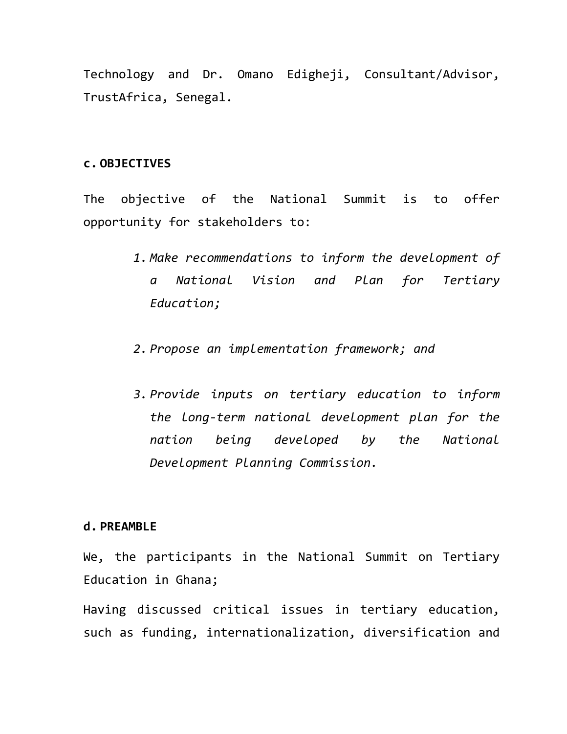Technology and Dr. Omano Edigheji, Consultant/Advisor, TrustAfrica, Senegal.

**c. OBJECTIVES**

The objective of the National Summit is to offer opportunity for stakeholders to:

1. *Make recommendations to inform the development of a National Vision and Plan for Tertiary Education;*

2. *Propose an implementation framework; and*

3. *Provide inputs on tertiary education to inform the long-term national development plan for the nation being developed by the National Development Planning Commission.*

**d. PREAMBLE**

We, the participants in the National Summit on Tertiary Education in Ghana;

Having discussed critical issues in tertiary education, such as funding, internationalization, diversification and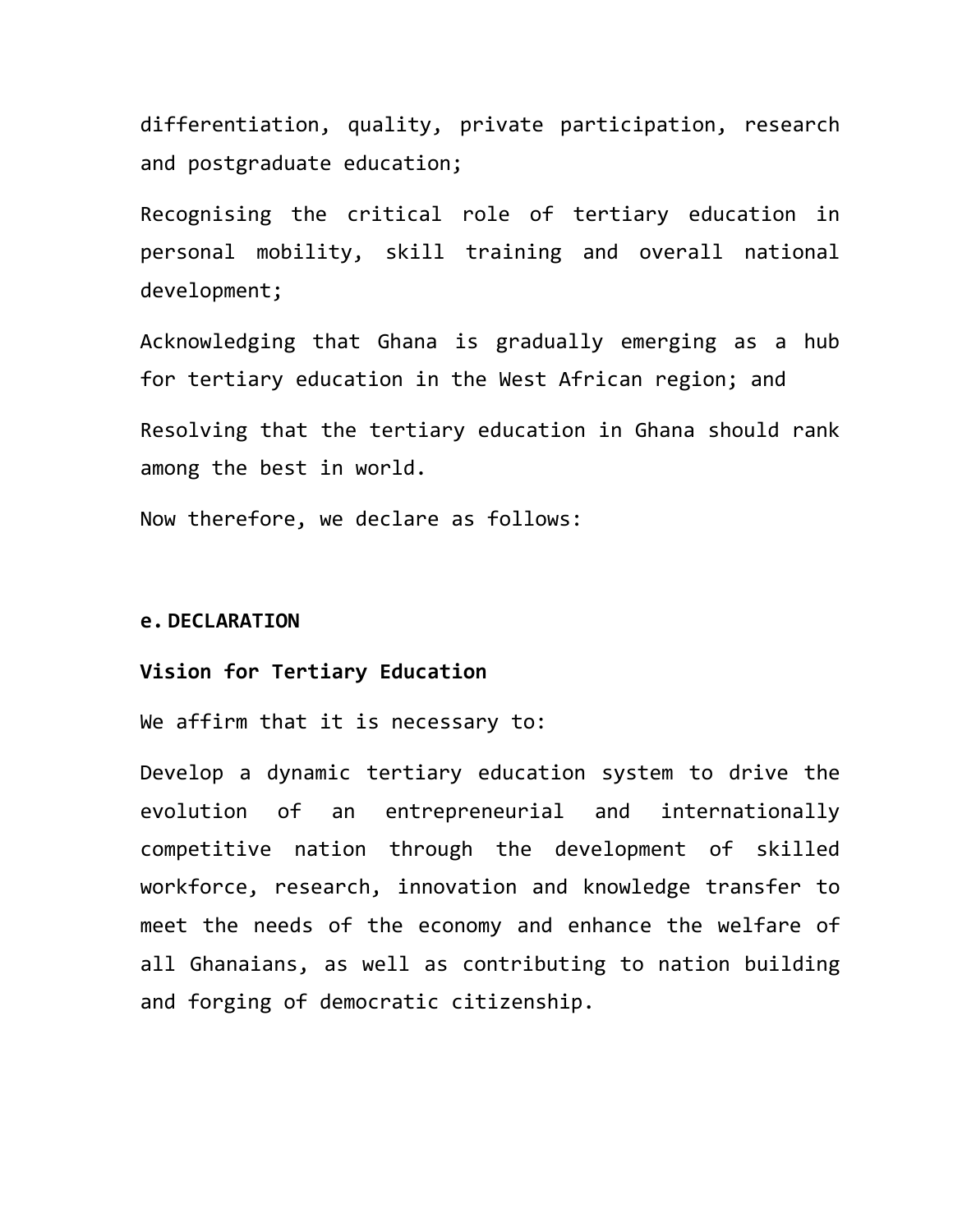differentiation, quality, private participation, research and postgraduate education;

Recognising the critical role of tertiary education in personal mobility, skill training and overall national development;

Acknowledging that Ghana is gradually emerging as a hub for tertiary education in the West African region; and

Resolving that the tertiary education in Ghana should rank among the best in world.

Now therefore, we declare as follows:

## e. DECLARATION

### Vision for Tertiary Education

We affirm that it is necessary to:

Develop a dynamic tertiary education system to drive the evolution of an entrepreneurial and internationally competitive nation through the development of skilled workforce, research, innovation and knowledge transfer to meet the needs of the economy and enhance the welfare of all Ghanaians, as well as contributing to nation building and forging of democratic citizenship.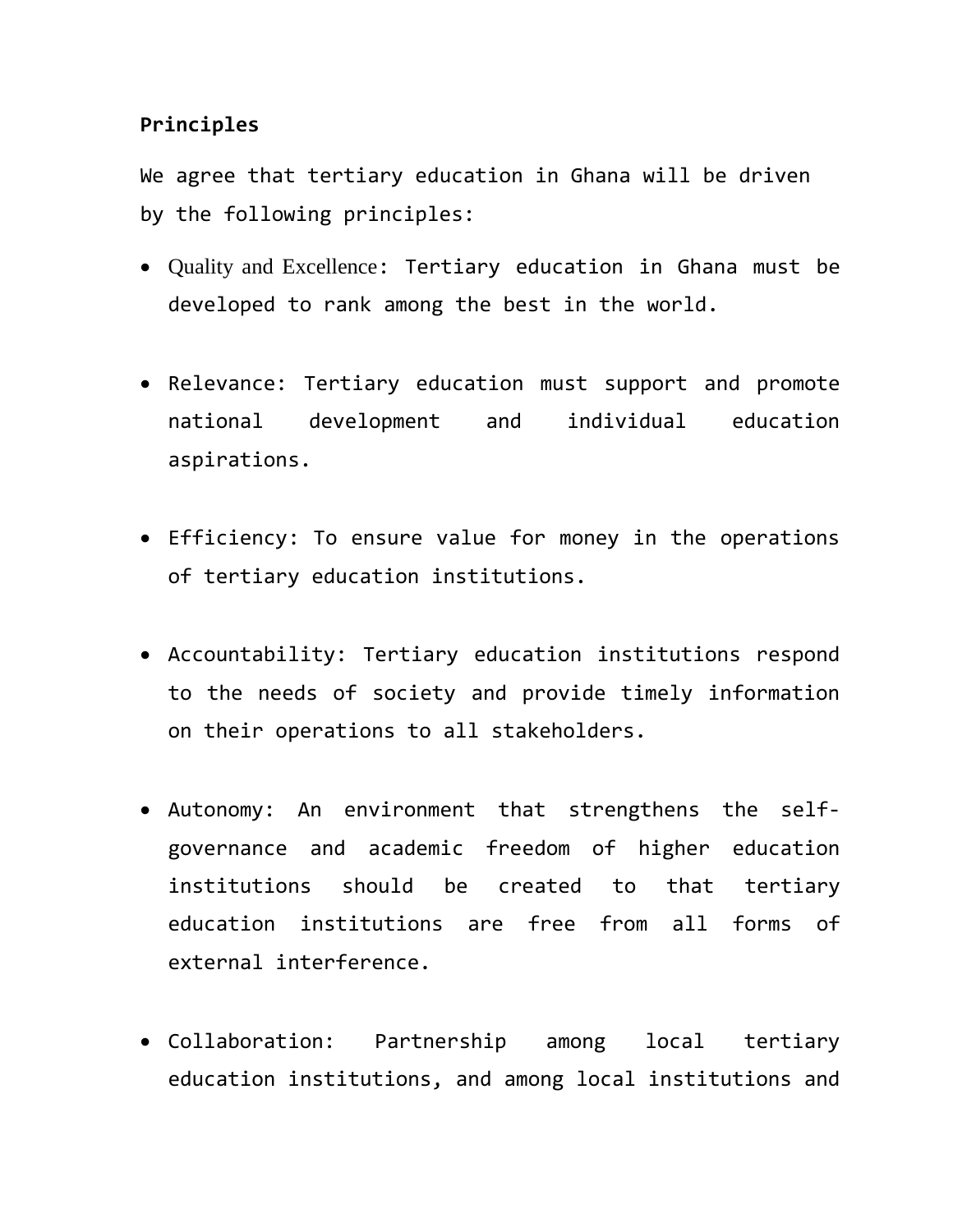**Principles**

We agree that tertiary education in Ghana will be driven by the following principles:

- Quality and Excellence: Tertiary education in Ghana must be developed to rank among the best in the world.

- Relevance: Tertiary education must support and promote national development and individual education aspirations.

- Efficiency: To ensure value for money in the operations of tertiary education institutions.

- Accountability: Tertiary education institutions respond to the needs of society and provide timely information on their operations to all stakeholders.

- Autonomy: An environment that strengthens the self-governance and academic freedom of higher education institutions should be created to that tertiary education institutions are free from all forms of external interference.

- Collaboration: Partnership among local tertiary education institutions, and among local institutions and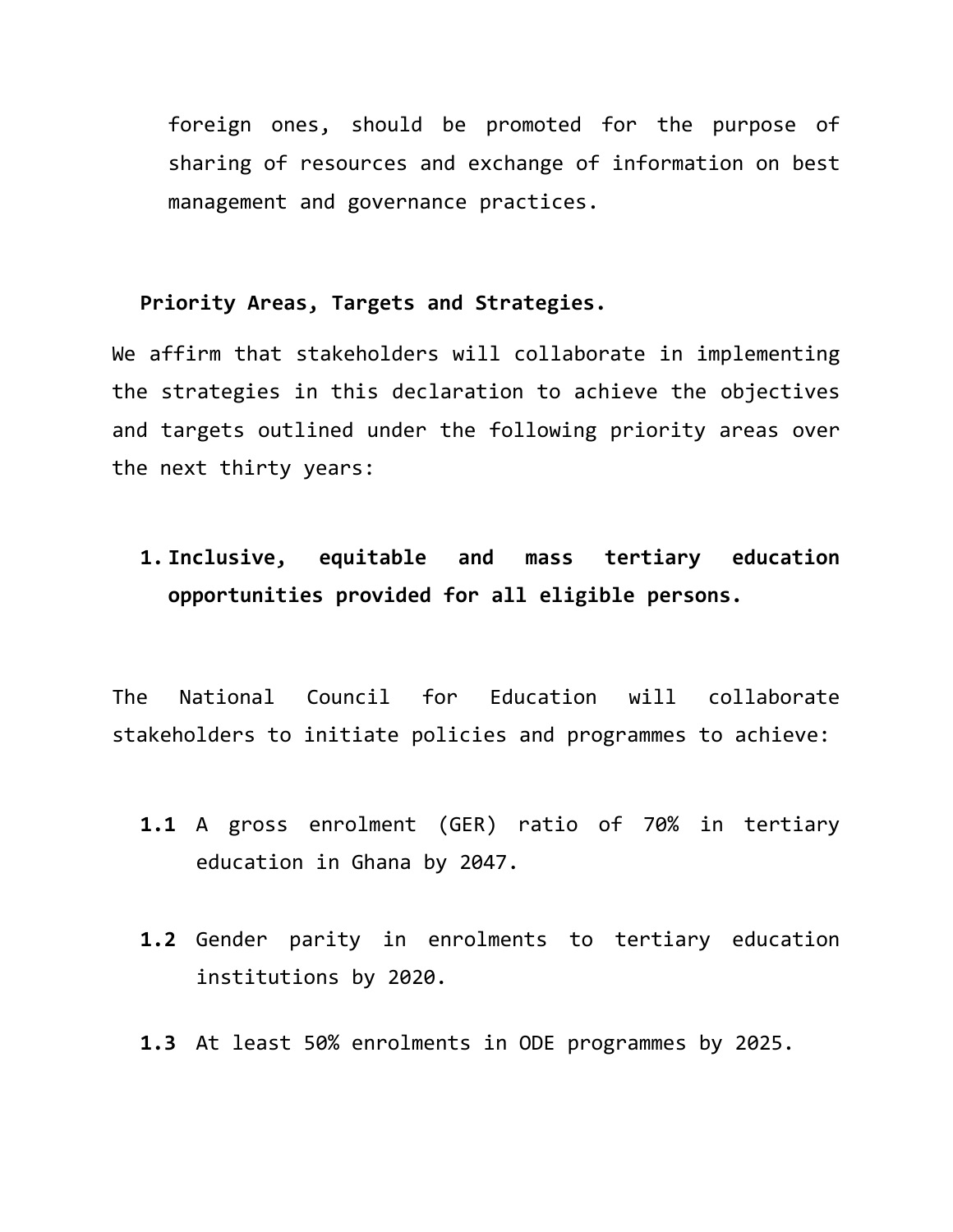foreign ones, should be promoted for the purpose of sharing of resources and exchange of information on best management and governance practices.

**Priority Areas, Targets and Strategies.**

We affirm that stakeholders will collaborate in implementing the strategies in this declaration to achieve the objectives and targets outlined under the following priority areas over the next thirty years:

1. **Inclusive, equitable and mass tertiary education opportunities provided for all eligible persons.**

The National Council for Education will collaborate stakeholders to initiate policies and programmes to achieve:

**1.1** A gross enrolment (GER) ratio of 70% in tertiary education in Ghana by 2047.

**1.2** Gender parity in enrolments to tertiary education institutions by 2020.

**1.3** At least 50% enrolments in ODE programmes by 2025.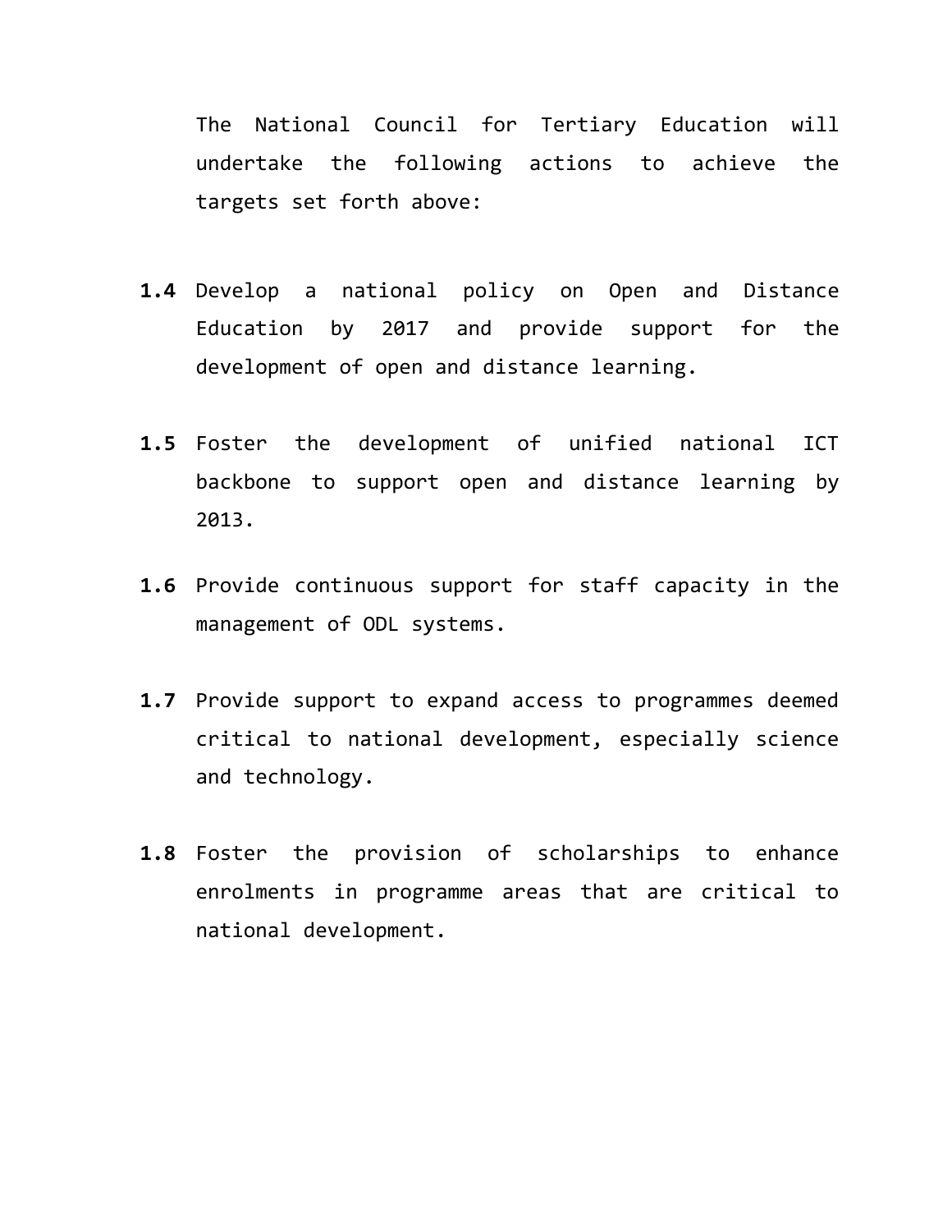The National Council for Tertiary Education will undertake the following actions to achieve the targets set forth above:

**1.4** Develop a national policy on Open and Distance Education by 2017 and provide support for the development of open and distance learning.

**1.5** Foster the development of unified national ICT backbone to support open and distance learning by 2013.

**1.6** Provide continuous support for staff capacity in the management of ODL systems.

**1.7** Provide support to expand access to programmes deemed critical to national development, especially science and technology.

**1.8** Foster the provision of scholarships to enhance enrolments in programme areas that are critical to national development.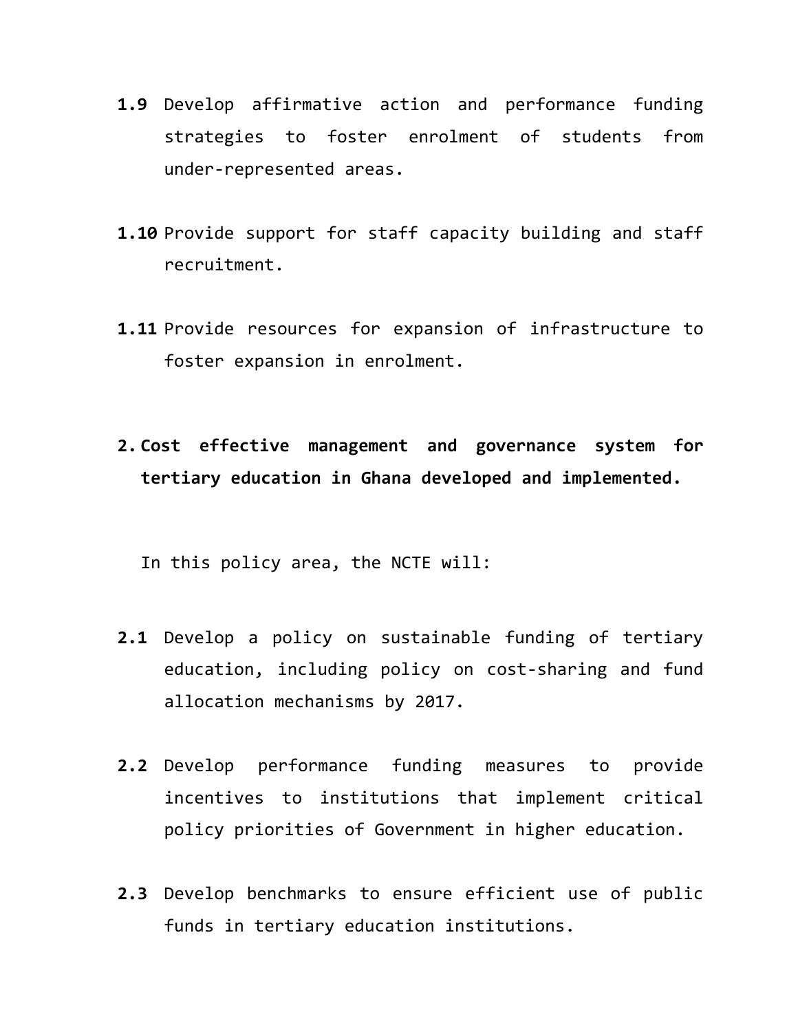**1.9** Develop affirmative action and performance funding strategies to foster enrolment of students from under-represented areas.

**1.10** Provide support for staff capacity building and staff recruitment.

**1.11** Provide resources for expansion of infrastructure to foster expansion in enrolment.

**2. Cost effective management and governance system for tertiary education in Ghana developed and implemented.**

In this policy area, the NCTE will:

**2.1** Develop a policy on sustainable funding of tertiary education, including policy on cost-sharing and fund allocation mechanisms by 2017.

**2.2** Develop performance funding measures to provide incentives to institutions that implement critical policy priorities of Government in higher education.

**2.3** Develop benchmarks to ensure efficient use of public funds in tertiary education institutions.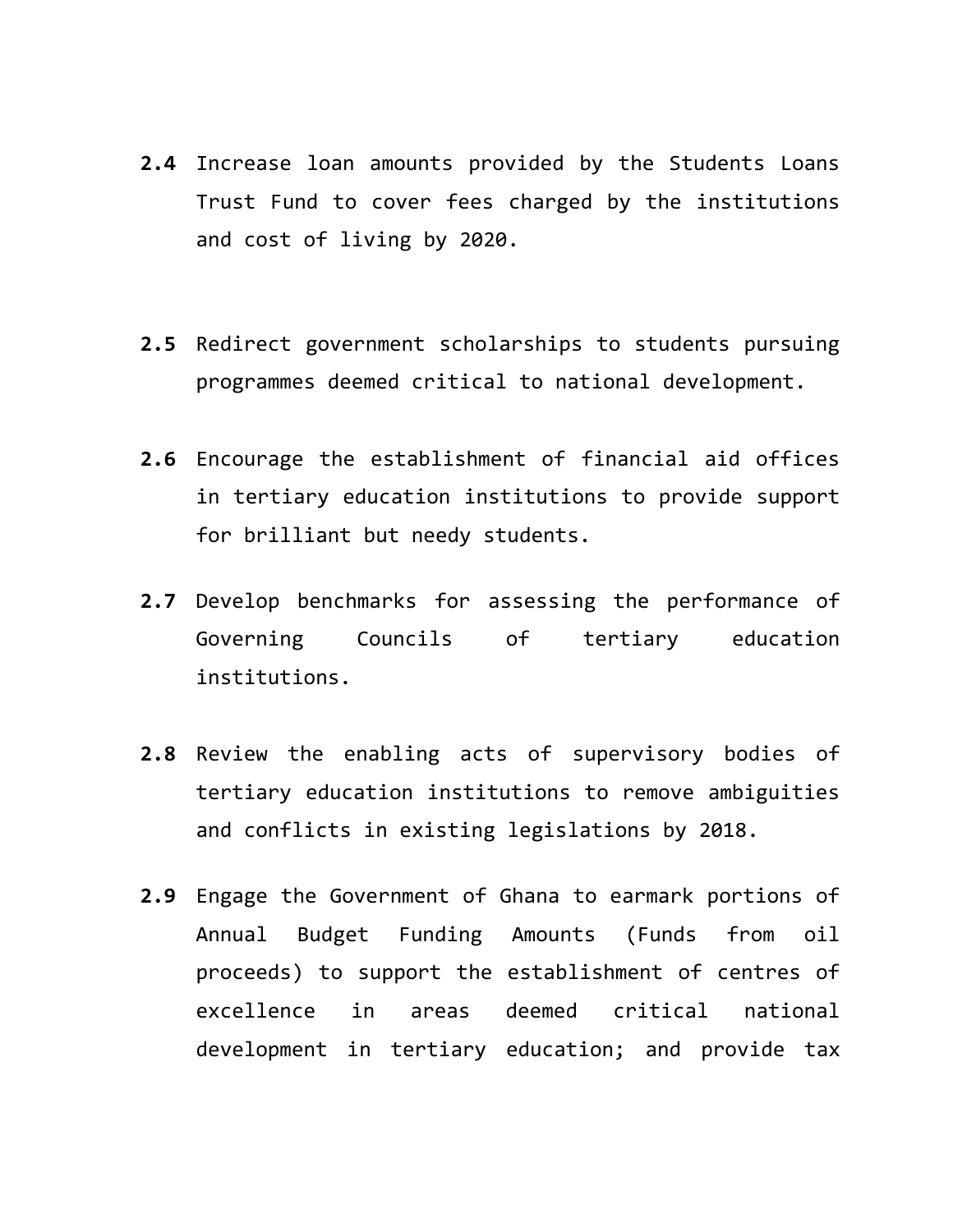**2.4** Increase loan amounts provided by the Students Loans Trust Fund to cover fees charged by the institutions and cost of living by 2020.

**2.5** Redirect government scholarships to students pursuing programmes deemed critical to national development.

**2.6** Encourage the establishment of financial aid offices in tertiary education institutions to provide support for brilliant but needy students.

**2.7** Develop benchmarks for assessing the performance of Governing Councils of tertiary education institutions.

**2.8** Review the enabling acts of supervisory bodies of tertiary education institutions to remove ambiguities and conflicts in existing legislations by 2018.

**2.9** Engage the Government of Ghana to earmark portions of Annual Budget Funding Amounts (Funds from oil proceeds) to support the establishment of centres of excellence in areas deemed critical national development in tertiary education; and provide tax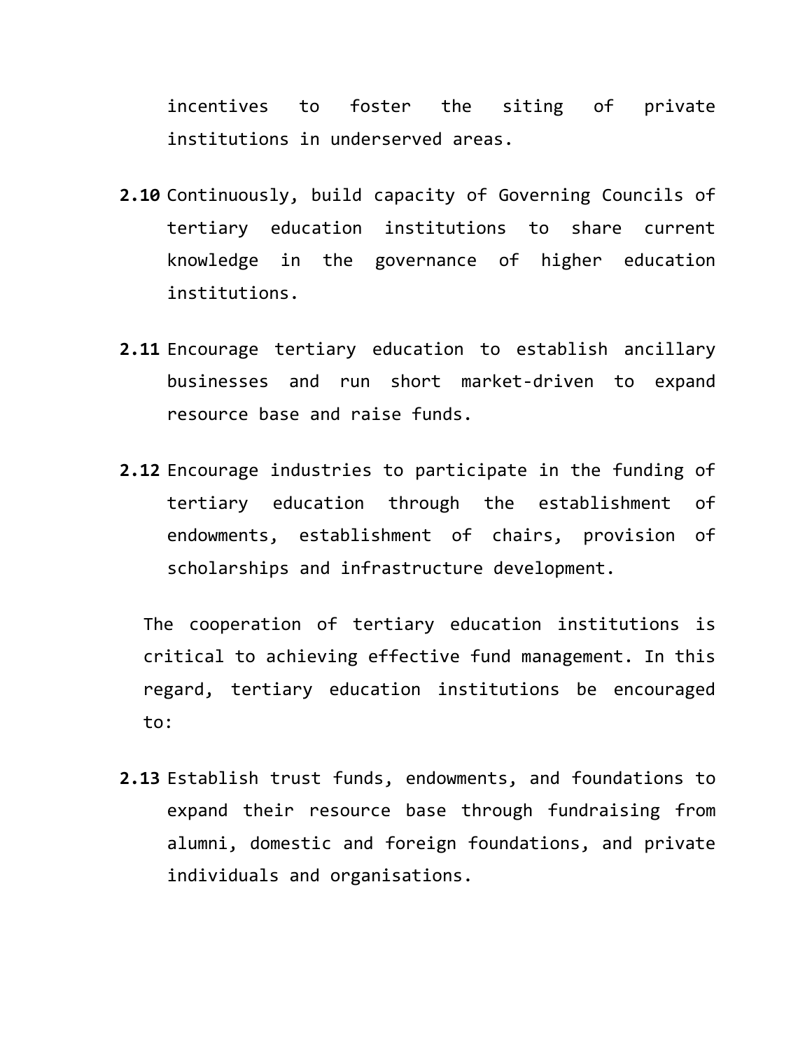incentives to foster the siting of private institutions in underserved areas.

**2.10** Continuously, build capacity of Governing Councils of tertiary education institutions to share current knowledge in the governance of higher education institutions.

**2.11** Encourage tertiary education to establish ancillary businesses and run short market-driven to expand resource base and raise funds.

**2.12** Encourage industries to participate in the funding of tertiary education through the establishment of endowments, establishment of chairs, provision of scholarships and infrastructure development.

The cooperation of tertiary education institutions is critical to achieving effective fund management. In this regard, tertiary education institutions be encouraged to:

**2.13** Establish trust funds, endowments, and foundations to expand their resource base through fundraising from alumni, domestic and foreign foundations, and private individuals and organisations.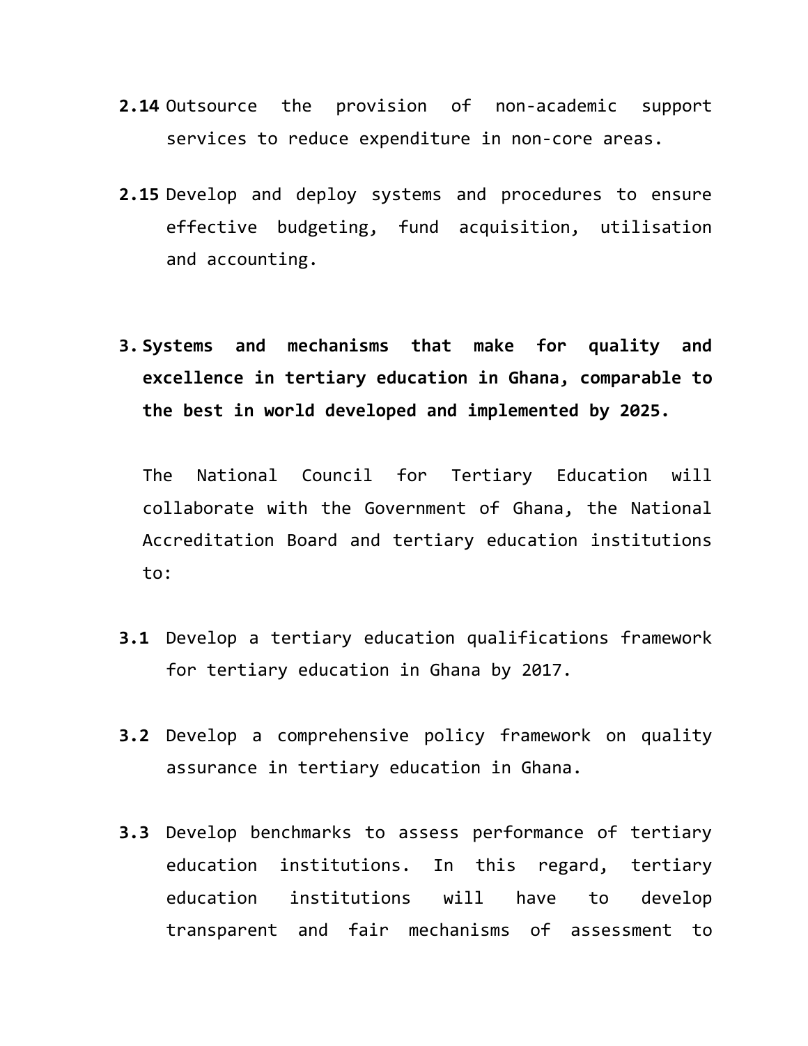**2.14** Outsource the provision of non-academic support services to reduce expenditure in non-core areas.

**2.15** Develop and deploy systems and procedures to ensure effective budgeting, fund acquisition, utilisation and accounting.

**3. Systems and mechanisms that make for quality and excellence in tertiary education in Ghana, comparable to the best in world developed and implemented by 2025.**

The National Council for Tertiary Education will collaborate with the Government of Ghana, the National Accreditation Board and tertiary education institutions to:

**3.1** Develop a tertiary education qualifications framework for tertiary education in Ghana by 2017.

**3.2** Develop a comprehensive policy framework on quality assurance in tertiary education in Ghana.

**3.3** Develop benchmarks to assess performance of tertiary education institutions. In this regard, tertiary education institutions will have to develop transparent and fair mechanisms of assessment to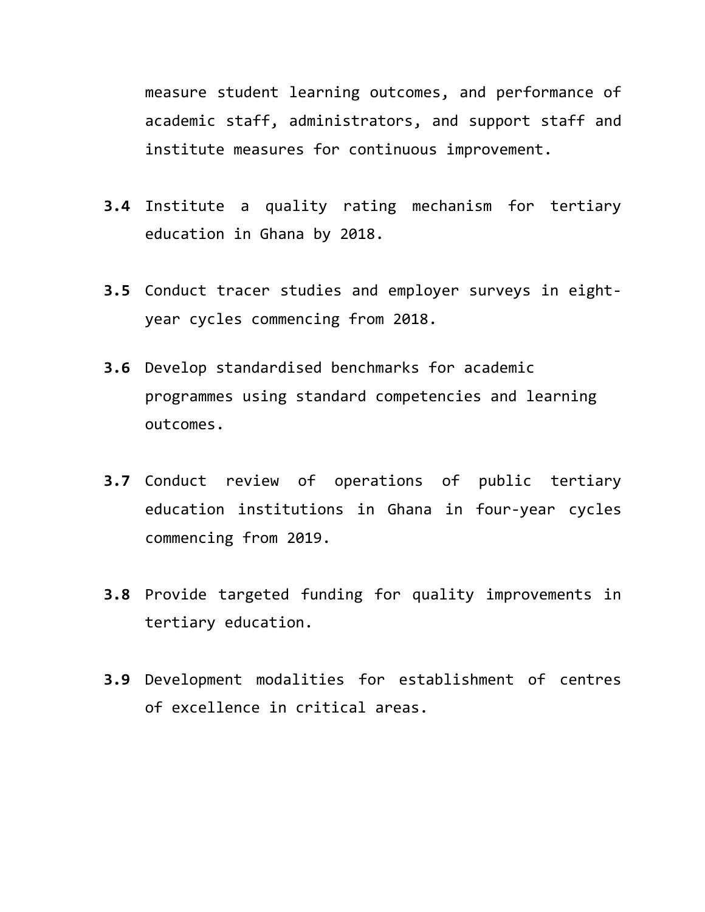measure student learning outcomes, and performance of academic staff, administrators, and support staff and institute measures for continuous improvement.

**3.4** Institute a quality rating mechanism for tertiary education in Ghana by 2018.

**3.5** Conduct tracer studies and employer surveys in eight-year cycles commencing from 2018.

**3.6** Develop standardised benchmarks for academic programmes using standard competencies and learning outcomes.

**3.7** Conduct review of operations of public tertiary education institutions in Ghana in four-year cycles commencing from 2019.

**3.8** Provide targeted funding for quality improvements in tertiary education.

**3.9** Development modalities for establishment of centres of excellence in critical areas.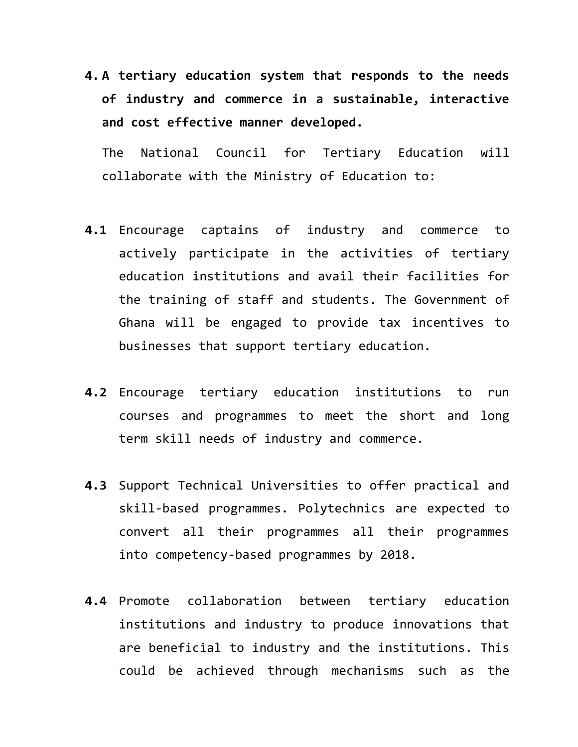4. **A tertiary education system that responds to the needs of industry and commerce in a sustainable, interactive and cost effective manner developed.**

   The National Council for Tertiary Education will collaborate with the Ministry of Education to:

**4.1** Encourage captains of industry and commerce to actively participate in the activities of tertiary education institutions and avail their facilities for the training of staff and students. The Government of Ghana will be engaged to provide tax incentives to businesses that support tertiary education.

**4.2** Encourage tertiary education institutions to run courses and programmes to meet the short and long term skill needs of industry and commerce.

**4.3** Support Technical Universities to offer practical and skill-based programmes. Polytechnics are expected to convert all their programmes all their programmes into competency-based programmes by 2018.

**4.4** Promote collaboration between tertiary education institutions and industry to produce innovations that are beneficial to industry and the institutions. This could be achieved through mechanisms such as the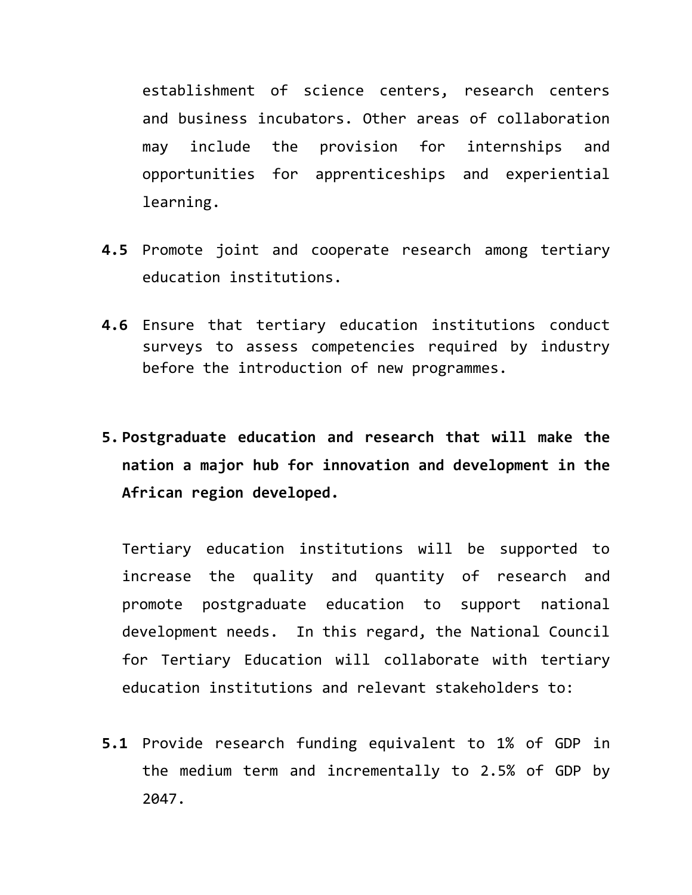establishment of science centers, research centers and business incubators. Other areas of collaboration may include the provision for internships and opportunities for apprenticeships and experiential learning.

**4.5** Promote joint and cooperate research among tertiary education institutions.

**4.6** Ensure that tertiary education institutions conduct surveys to assess competencies required by industry before the introduction of new programmes.

**5. Postgraduate education and research that will make the nation a major hub for innovation and development in the African region developed.**

Tertiary education institutions will be supported to increase the quality and quantity of research and promote postgraduate education to support national development needs. In this regard, the National Council for Tertiary Education will collaborate with tertiary education institutions and relevant stakeholders to:

**5.1** Provide research funding equivalent to 1% of GDP in the medium term and incrementally to 2.5% of GDP by 2047.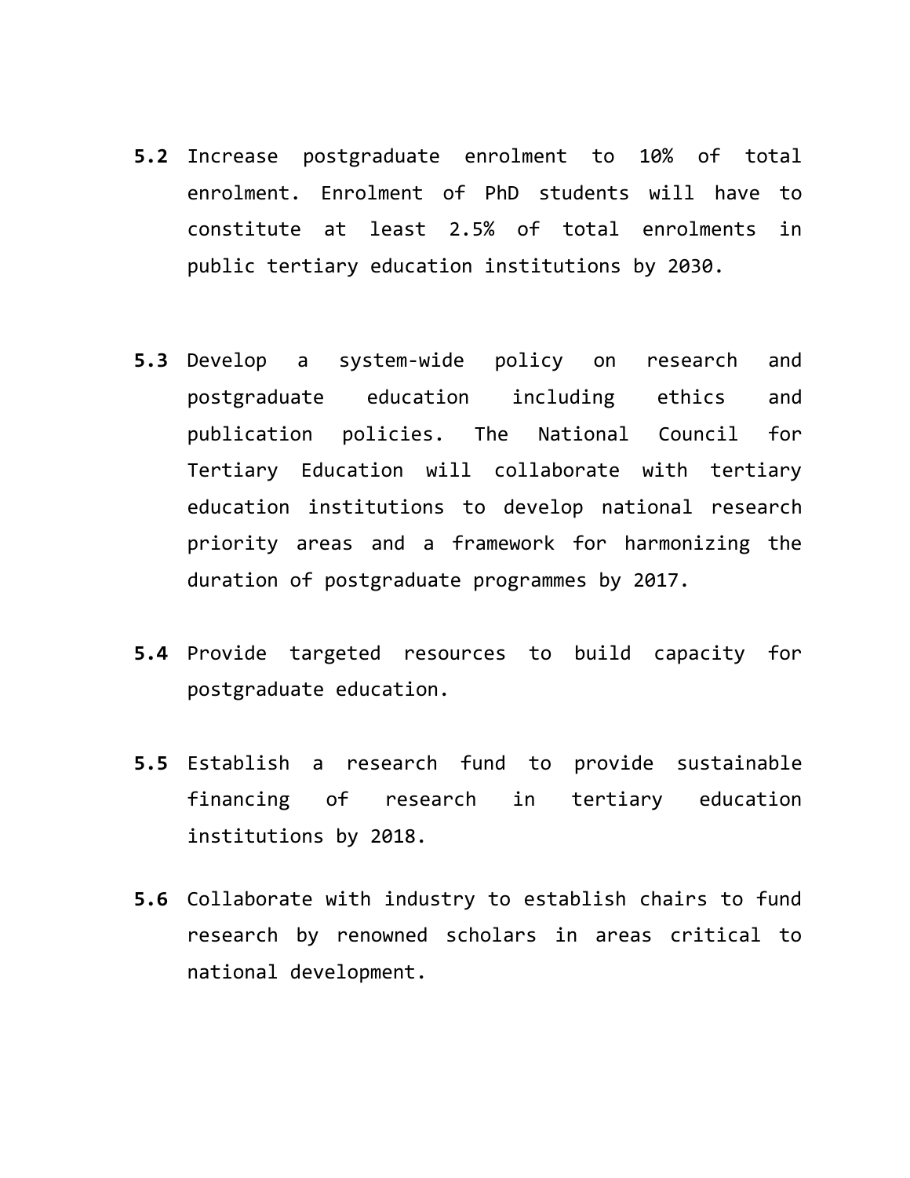**5.2** Increase postgraduate enrolment to 10% of total enrolment. Enrolment of PhD students will have to constitute at least 2.5% of total enrolments in public tertiary education institutions by 2030.

**5.3** Develop a system-wide policy on research and postgraduate education including ethics and publication policies. The National Council for Tertiary Education will collaborate with tertiary education institutions to develop national research priority areas and a framework for harmonizing the duration of postgraduate programmes by 2017.

**5.4** Provide targeted resources to build capacity for postgraduate education.

**5.5** Establish a research fund to provide sustainable financing of research in tertiary education institutions by 2018.

**5.6** Collaborate with industry to establish chairs to fund research by renowned scholars in areas critical to national development.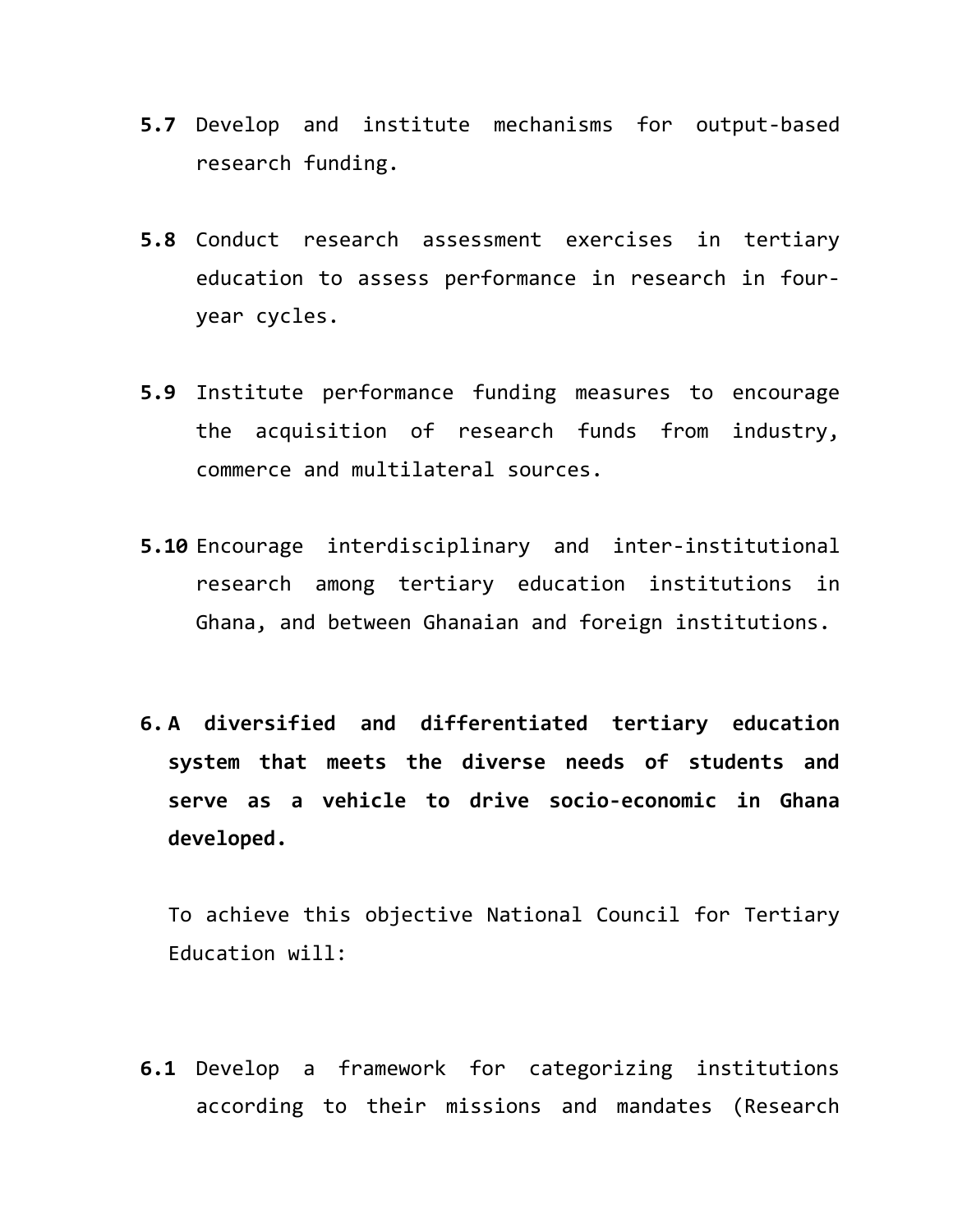**5.7** Develop and institute mechanisms for output-based research funding.

**5.8** Conduct research assessment exercises in tertiary education to assess performance in research in four-year cycles.

**5.9** Institute performance funding measures to encourage the acquisition of research funds from industry, commerce and multilateral sources.

**5.10** Encourage interdisciplinary and inter-institutional research among tertiary education institutions in Ghana, and between Ghanaian and foreign institutions.

**6. A diversified and differentiated tertiary education system that meets the diverse needs of students and serve as a vehicle to drive socio-economic in Ghana developed.**

To achieve this objective National Council for Tertiary Education will:

**6.1** Develop a framework for categorizing institutions according to their missions and mandates (Research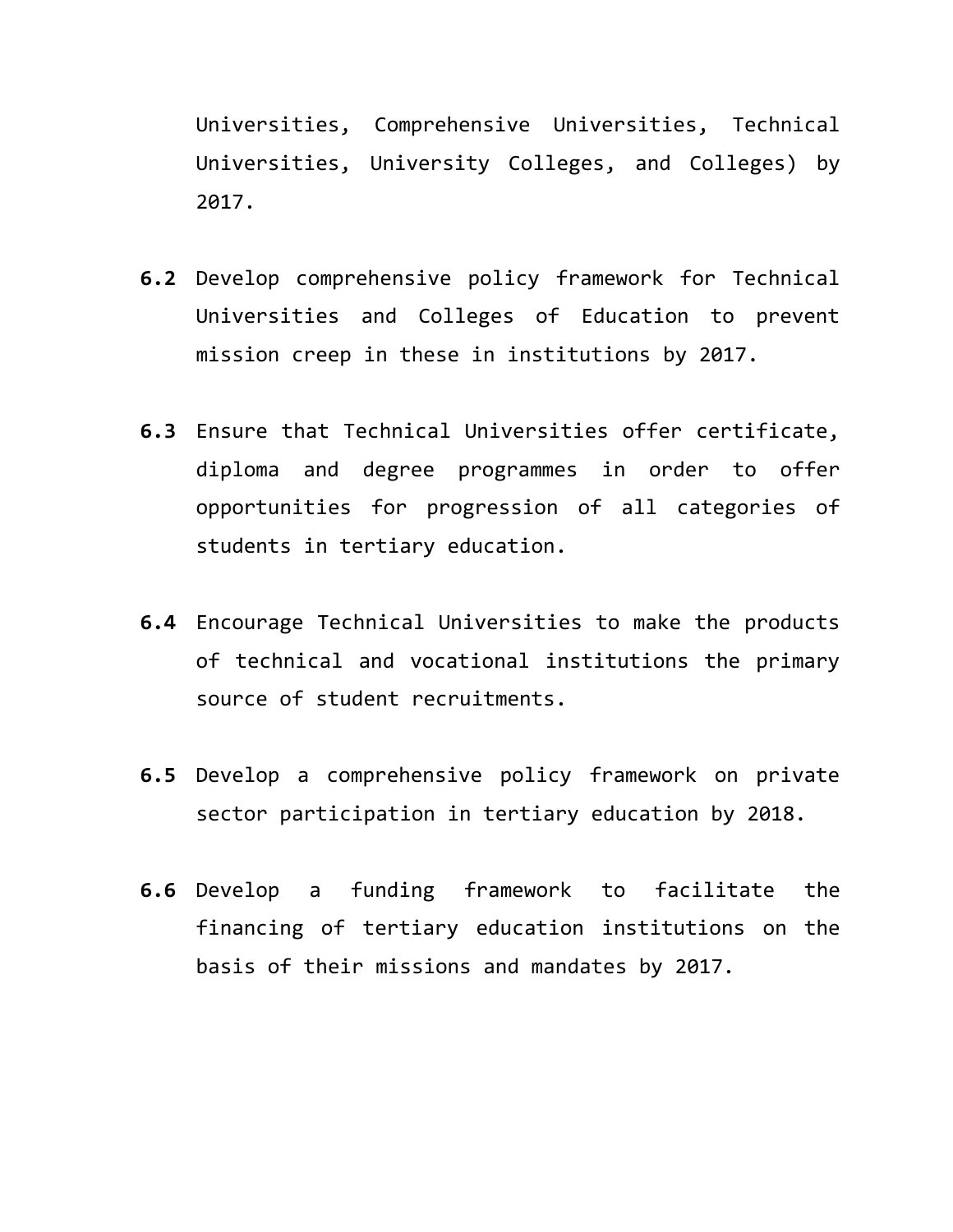Universities, Comprehensive Universities, Technical Universities, University Colleges, and Colleges) by 2017.

**6.2** Develop comprehensive policy framework for Technical Universities and Colleges of Education to prevent mission creep in these in institutions by 2017.

**6.3** Ensure that Technical Universities offer certificate, diploma and degree programmes in order to offer opportunities for progression of all categories of students in tertiary education.

**6.4** Encourage Technical Universities to make the products of technical and vocational institutions the primary source of student recruitments.

**6.5** Develop a comprehensive policy framework on private sector participation in tertiary education by 2018.

**6.6** Develop a funding framework to facilitate the financing of tertiary education institutions on the basis of their missions and mandates by 2017.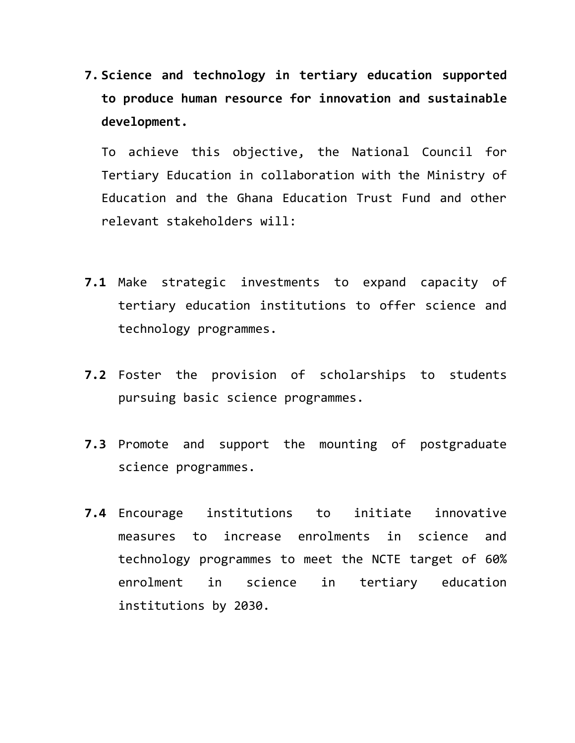7. **Science and technology in tertiary education supported to produce human resource for innovation and sustainable development.**

   To achieve this objective, the National Council for Tertiary Education in collaboration with the Ministry of Education and the Ghana Education Trust Fund and other relevant stakeholders will:

**7.1** Make strategic investments to expand capacity of tertiary education institutions to offer science and technology programmes.

**7.2** Foster the provision of scholarships to students pursuing basic science programmes.

**7.3** Promote and support the mounting of postgraduate science programmes.

**7.4** Encourage institutions to initiate innovative measures to increase enrolments in science and technology programmes to meet the NCTE target of 60% enrolment in science in tertiary education institutions by 2030.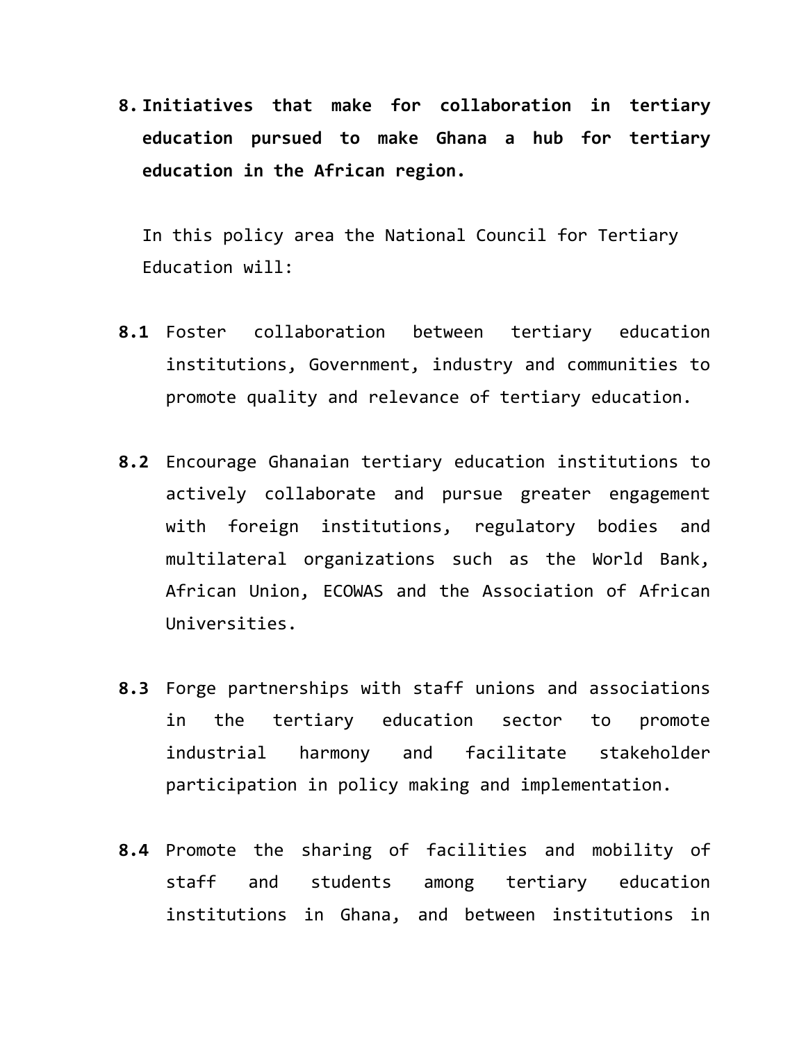**8. Initiatives that make for collaboration in tertiary education pursued to make Ghana a hub for tertiary education in the African region.**

In this policy area the National Council for Tertiary Education will:

**8.1** Foster collaboration between tertiary education institutions, Government, industry and communities to promote quality and relevance of tertiary education.

**8.2** Encourage Ghanaian tertiary education institutions to actively collaborate and pursue greater engagement with foreign institutions, regulatory bodies and multilateral organizations such as the World Bank, African Union, ECOWAS and the Association of African Universities.

**8.3** Forge partnerships with staff unions and associations in the tertiary education sector to promote industrial harmony and facilitate stakeholder participation in policy making and implementation.

**8.4** Promote the sharing of facilities and mobility of staff and students among tertiary education institutions in Ghana, and between institutions in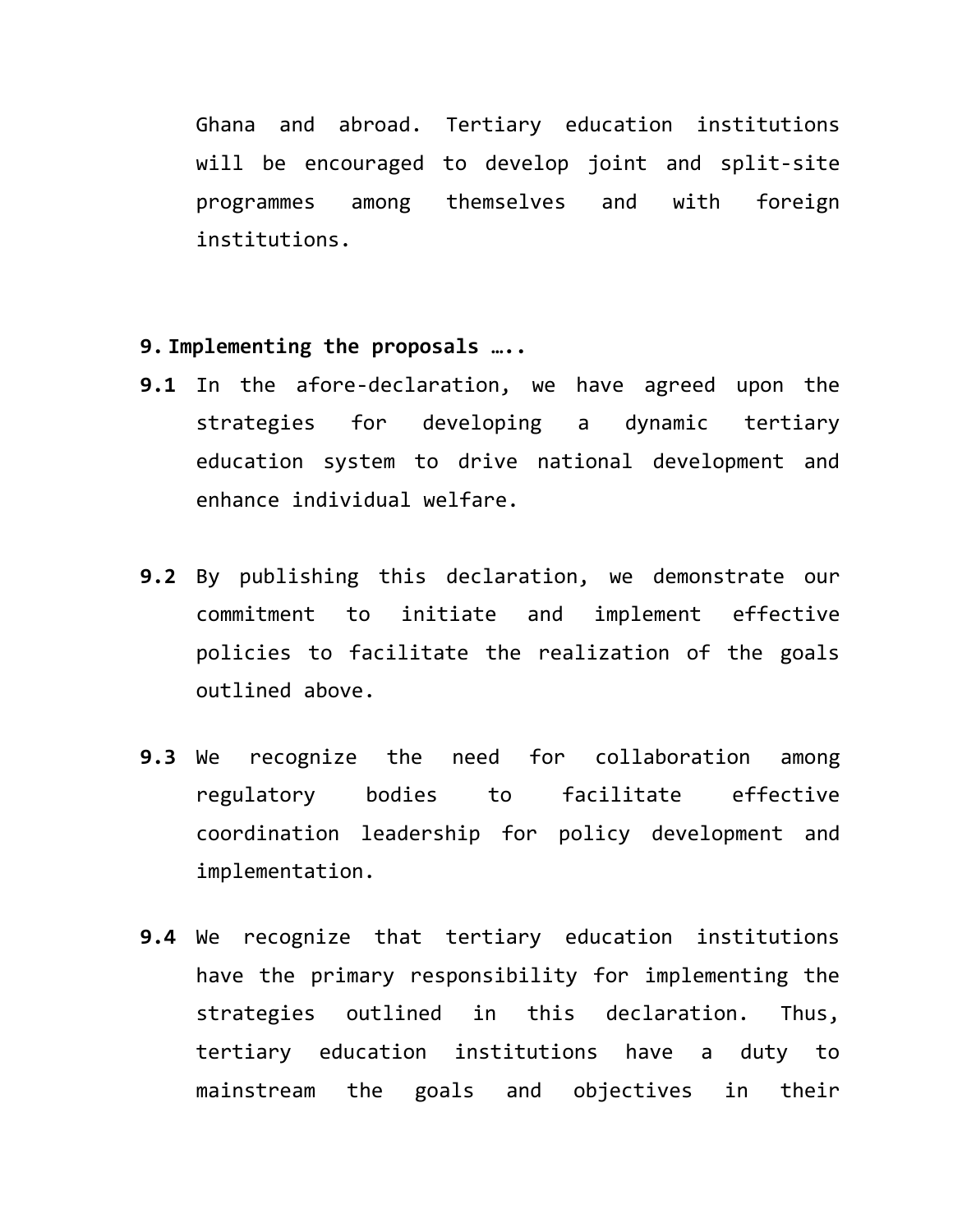Ghana and abroad. Tertiary education institutions will be encouraged to develop joint and split-site programmes among themselves and with foreign institutions.

## 9. Implementing the proposals …..

**9.1** In the afore-declaration, we have agreed upon the strategies for developing a dynamic tertiary education system to drive national development and enhance individual welfare.

**9.2** By publishing this declaration, we demonstrate our commitment to initiate and implement effective policies to facilitate the realization of the goals outlined above.

**9.3** We recognize the need for collaboration among regulatory bodies to facilitate effective coordination leadership for policy development and implementation.

**9.4** We recognize that tertiary education institutions have the primary responsibility for implementing the strategies outlined in this declaration. Thus, tertiary education institutions have a duty to mainstream the goals and objectives in their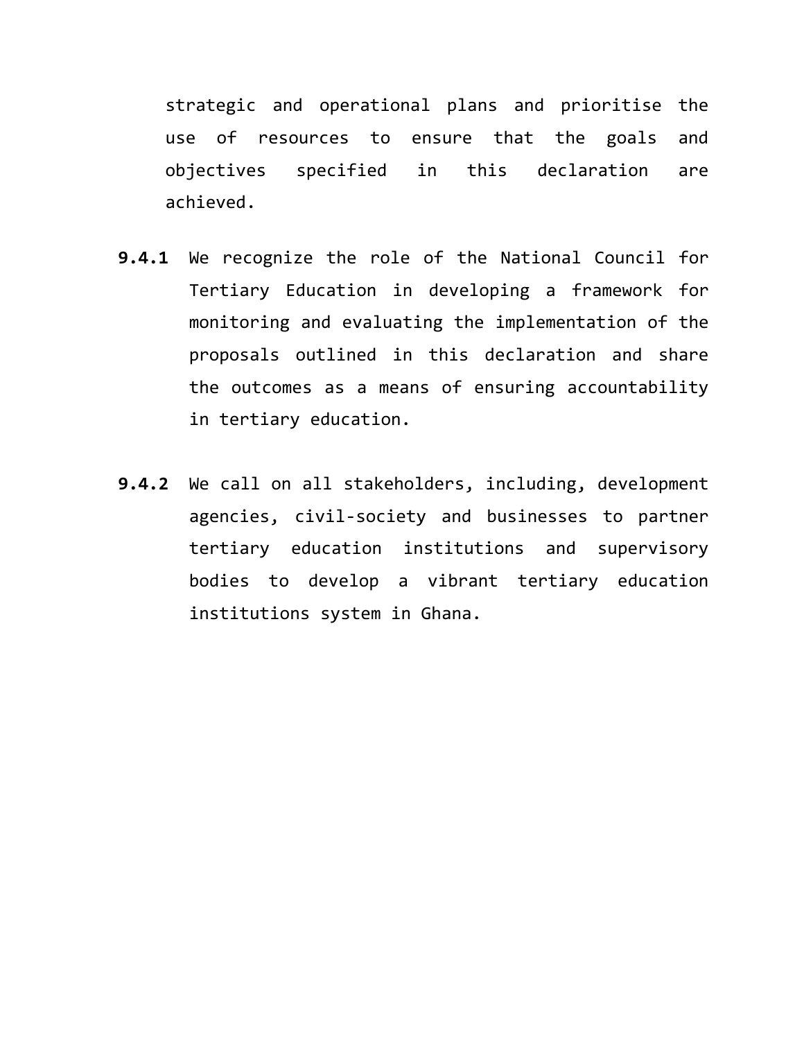strategic and operational plans and prioritise the use of resources to ensure that the goals and objectives specified in this declaration are achieved.

**9.4.1** We recognize the role of the National Council for Tertiary Education in developing a framework for monitoring and evaluating the implementation of the proposals outlined in this declaration and share the outcomes as a means of ensuring accountability in tertiary education.

**9.4.2** We call on all stakeholders, including, development agencies, civil-society and businesses to partner tertiary education institutions and supervisory bodies to develop a vibrant tertiary education institutions system in Ghana.